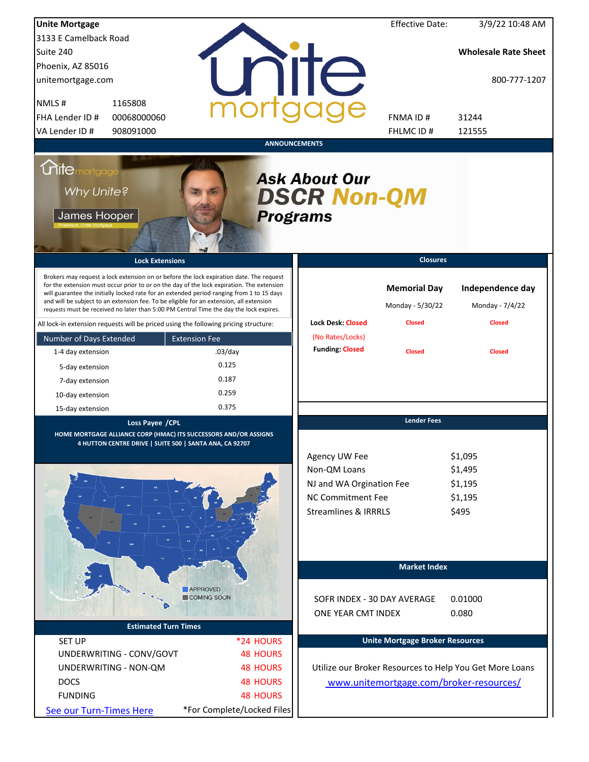**Unite Mortgage**
3133 E Camelback Road
Suite 240
Phoenix, AZ 85016
unitemortgage.com

Effective Date: 3/9/22 10:48 AM

**Wholesale Rate Sheet**

800-777-1207

| | | | |
|---|---|---|---|
| NMLS # | 1165808 | | |
| FHA Lender ID # | 00068000060 | FNMA ID # | 31244 |
| VA Lender ID # | 908091000 | FHLMC ID # | 121555 |

## ANNOUNCEMENTS

Why Unite?

James Hooper
President, Unite Mortgage

***Ask About Our DSCR Non-QM Programs***

## Lock Extensions

Brokers may request a lock extension on or before the lock expiration date. The request for the extension must occur prior to or on the day of the lock expiration. The extension will guarantee the initially locked rate for an extended period ranging from 1 to 15 days and will be subject to an extension fee. To be eligible for an extension, all extension requests must be received no later than 5:00 PM Central Time the day the lock expires.

All lock-in extension requests will be priced using the following pricing structure:

| Number of Days Extended | Extension Fee |
|---|---|
| 1-4 day extension | .03/day |
| 5-day extension | 0.125 |
| 7-day extension | 0.187 |
| 10-day extension | 0.259 |
| 15-day extension | 0.375 |

## Closures

| | Memorial Day | Independence day |
|---|---|---|
| | Monday - 5/30/22 | Monday - 7/4/22 |
| Lock Desk: Closed (No Rates/Locks) | Closed | Closed |
| Funding: Closed | Closed | Closed |

## Loss Payee /CPL

HOME MORTGAGE ALLIANCE CORP (HMAC) ITS SUCCESSORS AND/OR ASSIGNS
4 HUTTON CENTRE DRIVE | SUITE 500 | SANTA ANA, CA 92707

APPROVED
COMING SOON

## Lender Fees

| | |
|---|---|
| Agency UW Fee | $1,095 |
| Non-QM Loans | $1,495 |
| NJ and WA Orgination Fee | $1,195 |
| NC Commitment Fee | $1,195 |
| Streamlines & IRRRLS | $495 |

## Market Index

| | |
|---|---|
| SOFR INDEX - 30 DAY AVERAGE | 0.01000 |
| ONE YEAR CMT INDEX | 0.080 |

## Estimated Turn Times

| | |
|---|---|
| SET UP | *24 HOURS |
| UNDERWRITING - CONV/GOVT | 48 HOURS |
| UNDERWRITING - NON-QM | 48 HOURS |
| DOCS | 48 HOURS |
| FUNDING | 48 HOURS |

See our Turn-Times Here

*For Complete/Locked Files

## Unite Mortgage Broker Resources

Utilize our Broker Resources to Help You Get More Loans
www.unitemortgage.com/broker-resources/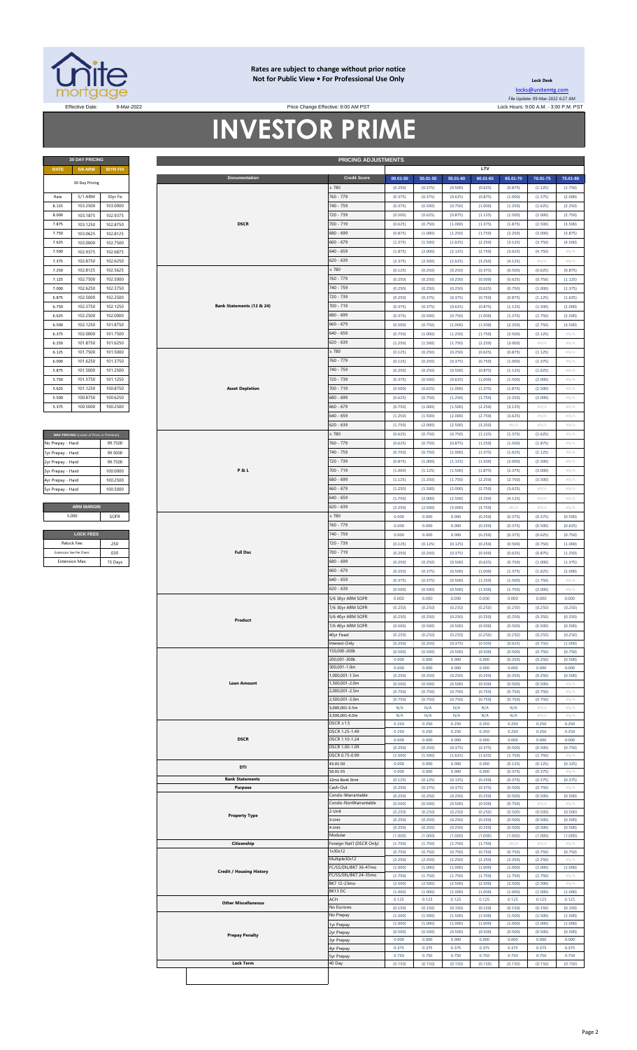**Rates are subject to change without prior notice**
**Not for Public View • For Professional Use Only**

**Lock Desk**
locks@unitemtg.com
File Update: 09-Mar-2022 6:27 AM
Lock Hours: 9:00 A.M. - 3:00 P.M. PST

Effective Date: 9-Mar-2022

Price Change Effective: 9:00 AM PST

# INVESTOR PRIME

| 30 DAY PRICING | | |
|---|---|---|
| RATE | 5/6 ARM | 30YR FIX |
| 30 Day Pricing | | |
| Rate | 5/1 ARM | 30yr Fix |
| 8.125 | 103.2500 | 103.0000 |
| 8.000 | 103.1875 | 102.9375 |
| 7.875 | 103.1250 | 102.8750 |
| 7.750 | 103.0625 | 102.8125 |
| 7.625 | 103.0000 | 102.7500 |
| 7.500 | 102.9375 | 102.6875 |
| 7.375 | 102.8750 | 102.6250 |
| 7.250 | 102.8125 | 102.5625 |
| 7.125 | 102.7500 | 102.5000 |
| 7.000 | 102.6250 | 102.3750 |
| 6.875 | 102.5000 | 102.2500 |
| 6.750 | 102.3750 | 102.1250 |
| 6.625 | 102.2500 | 102.0000 |
| 6.500 | 102.1250 | 101.8750 |
| 6.375 | 102.0000 | 101.7500 |
| 6.250 | 101.8750 | 101.6250 |
| 6.125 | 101.7500 | 101.5000 |
| 6.000 | 101.6250 | 101.3750 |
| 5.875 | 101.5000 | 101.2500 |
| 5.750 | 101.3750 | 101.1250 |
| 5.625 | 101.1250 | 100.8750 |
| 5.500 | 100.8750 | 100.6250 |
| 5.375 | 100.5000 | 100.2500 |

| MAX PRICING (Lower of Price or Premium) | |
|---|---|
| No Prepay - Hard | 99.7500 |
| 1yr Prepay - Hard | 99.5000 |
| 2yr Prepay - Hard | 99.7500 |
| 3yr Prepay - Hard | 100.0000 |
| 4yr Prepay - Hard | 100.2500 |
| 5yr Prepay - Hard | 100.5000 |

| ARM MARGIN | |
|---|---|
| 5.000 | SOFR |

| LOCK FEES | |
|---|---|
| Relock Fee: | .250 |
| Extension Fee Per Diem: | .030 |
| Extension Max: | 15 Days |

| PRICING ADJUSTMENTS | | | | | | | | |
|---|---|---|---|---|---|---|---|---|
| | | LTV | | | | | | |
| Documentation | Credit Score | 00.01-50 | 50.01-55 | 55.01-60 | 60.01-65 | 65.01-70 | 70.01-75 | 75.01-80 |
| DSCR | ≥ 780 | (0.250) | (0.375) | (0.500) | (0.625) | (0.875) | (1.125) | (1.750) |
| | 760 - 779 | (0.375) | (0.375) | (0.625) | (0.875) | (1.000) | (1.375) | (2.000) |
| | 740 - 759 | (0.375) | (0.500) | (0.750) | (1.000) | (1.250) | (1.625) | (2.250) |
| | 720 - 739 | (0.500) | (0.625) | (0.875) | (1.125) | (1.500) | (2.000) | (2.750) |
| | 700 - 719 | (0.625) | (0.750) | (1.000) | (1.375) | (1.875) | (2.500) | (3.500) |
| | 680 - 699 | (0.875) | (1.000) | (1.250) | (1.750) | (2.250) | (3.000) | (3.875) |
| | 660 - 679 | (1.375) | (1.500) | (1.625) | (2.250) | (3.125) | (3.750) | (4.500) |
| | 640 - 659 | (1.875) | (2.000) | (2.125) | (2.750) | (3.625) | (4.750) | #N/A |
| | 620 - 639 | (2.375) | (2.500) | (2.625) | (3.250) | (4.125) | #N/A | #N/A |
| Bank Statements (12 & 24) | ≥ 780 | (0.125) | (0.250) | (0.250) | (0.375) | (0.500) | (0.625) | (0.875) |
| | 760 - 779 | (0.250) | (0.250) | (0.250) | (0.500) | (0.625) | (0.750) | (1.125) |
| | 740 - 759 | (0.250) | (0.250) | (0.250) | (0.625) | (0.750) | (1.000) | (1.375) |
| | 720 - 739 | (0.250) | (0.375) | (0.375) | (0.750) | (0.875) | (1.125) | (1.625) |
| | 700 - 719 | (0.375) | (0.375) | (0.625) | (0.875) | (1.125) | (1.500) | (2.000) |
| | 680 - 699 | (0.375) | (0.500) | (0.750) | (1.000) | (1.375) | (1.750) | (2.500) |
| | 660 - 679 | (0.500) | (0.750) | (1.000) | (1.500) | (2.250) | (2.750) | (3.500) |
| | 640 - 659 | (0.750) | (1.000) | (1.250) | (1.750) | (2.500) | (3.125) | #N/A |
| | 620 - 639 | (1.250) | (1.500) | (1.750) | (2.250) | (3.000) | #N/A | #N/A |
| Asset Depletion | ≥ 780 | (0.125) | (0.250) | (0.250) | (0.625) | (0.875) | (1.125) | #N/A |
| | 760 - 779 | (0.125) | (0.250) | (0.375) | (0.750) | (1.000) | (1.375) | #N/A |
| | 740 - 759 | (0.250) | (0.250) | (0.500) | (0.875) | (1.125) | (1.625) | #N/A |
| | 720 - 739 | (0.375) | (0.500) | (0.625) | (1.000) | (1.500) | (2.000) | #N/A |
| | 700 - 719 | (0.500) | (0.625) | (1.000) | (1.375) | (1.875) | (2.500) | #N/A |
| | 680 - 699 | (0.625) | (0.750) | (1.250) | (1.750) | (2.250) | (3.000) | #N/A |
| | 660 - 679 | (0.750) | (1.000) | (1.500) | (2.250) | (3.125) | #N/A | #N/A |
| | 640 - 659 | (1.250) | (1.500) | (2.000) | (2.750) | (3.625) | #N/A | #N/A |
| | 620 - 639 | (1.750) | (2.000) | (2.500) | (3.250) | #N/A | #N/A | #N/A |
| P & L | ≥ 780 | (0.625) | (0.750) | (0.750) | (1.125) | (1.375) | (1.625) | #N/A |
| | 760 - 779 | (0.625) | (0.750) | (0.875) | (1.250) | (1.500) | (1.875) | #N/A |
| | 740 - 759 | (0.750) | (0.750) | (1.000) | (1.375) | (1.625) | (2.125) | #N/A |
| | 720 - 739 | (0.875) | (1.000) | (1.125) | (1.500) | (2.000) | (2.500) | #N/A |
| | 700 - 719 | (1.000) | (1.125) | (1.500) | (1.875) | (2.375) | (3.000) | #N/A |
| | 680 - 699 | (1.125) | (1.250) | (1.750) | (2.250) | (2.750) | (3.500) | #N/A |
| | 660 - 679 | (1.250) | (1.500) | (2.000) | (2.750) | (3.625) | #N/A | #N/A |
| | 640 - 659 | (1.750) | (2.000) | (2.500) | (3.250) | (4.125) | #N/A | #N/A |
| | 620 - 639 | (2.250) | (2.500) | (3.000) | (3.750) | #N/A | #N/A | #N/A |
| Full Doc | ≥ 780 | 0.000 | 0.000 | 0.000 | (0.250) | (0.375) | (0.375) | (0.500) |
| | 760 - 779 | 0.000 | 0.000 | 0.000 | (0.250) | (0.375) | (0.500) | (0.625) |
| | 740 - 759 | 0.000 | 0.000 | 0.000 | (0.250) | (0.375) | (0.625) | (0.750) |
| | 720 - 739 | (0.125) | (0.125) | (0.125) | (0.250) | (0.500) | (0.750) | (1.000) |
| | 700 - 719 | (0.250) | (0.250) | (0.375) | (0.500) | (0.625) | (0.875) | (1.250) |
| | 680 - 699 | (0.250) | (0.250) | (0.500) | (0.625) | (0.750) | (1.000) | (1.375) |
| | 660 - 679 | (0.250) | (0.375) | (0.500) | (1.000) | (1.375) | (1.625) | (2.000) |
| | 640 - 659 | (0.375) | (0.375) | (0.500) | (1.250) | (1.500) | (1.750) | #N/A |
| | 620 - 639 | (0.500) | (0.500) | (0.500) | (1.500) | (1.750) | (2.000) | #N/A |
| Product | 5/6 30yr ARM SOFR | 0.000 | 0.000 | 0.000 | 0.000 | 0.000 | 0.000 | 0.000 |
| | 7/6 30yr ARM SOFR | (0.250) | (0.250) | (0.250) | (0.250) | (0.250) | (0.250) | (0.250) |
| | 5/6 40yr ARM SOFR | (0.250) | (0.250) | (0.250) | (0.250) | (0.250) | (0.250) | (0.250) |
| | 7/6 40yr ARM SOFR | (0.500) | (0.500) | (0.500) | (0.500) | (0.500) | (0.500) | (0.500) |
| | 40yr Fixed | (0.250) | (0.250) | (0.250) | (0.250) | (0.250) | (0.250) | (0.250) |
| | Interest-Only | (0.250) | (0.250) | (0.375) | (0.500) | (0.625) | (0.750) | (1.000) |
| Loan Amount | 150,000-200k | (0.500) | (0.500) | (0.500) | (0.500) | (0.500) | (0.750) | (0.750) |
| | 200,001-300k | 0.000 | 0.000 | 0.000 | 0.000 | (0.250) | (0.250) | (0.500) |
| | 300,001-1.0m | 0.000 | 0.000 | 0.000 | 0.000 | 0.000 | 0.000 | 0.000 |
| | 1,000,001-1.5m | (0.250) | (0.250) | (0.250) | (0.250) | (0.250) | (0.250) | (0.500) |
| | 1,500,001-2.0m | (0.500) | (0.500) | (0.500) | (0.500) | (0.500) | (0.500) | #N/A |
| | 2,000,001-2.5m | (0.750) | (0.750) | (0.750) | (0.750) | (0.750) | (0.750) | #N/A |
| | 2,500,001-3.0m | (0.750) | (0.750) | (0.750) | (0.750) | (0.750) | (0.750) | #N/A |
| | 3,000,001-3.5m | N/A | N/A | N/A | N/A | N/A | #N/A | #N/A |
| | 3,500,001-4.0m | N/A | N/A | N/A | N/A | N/A | #N/A | #N/A |
| DSCR | DSCR ≥1.5 | 0.250 | 0.250 | 0.250 | 0.250 | 0.250 | 0.250 | 0.250 |
| | DSCR 1.25-1.49 | 0.250 | 0.250 | 0.250 | 0.250 | 0.250 | 0.250 | 0.250 |
| | DSCR 1.10-1.24 | 0.000 | 0.000 | 0.000 | 0.000 | 0.000 | 0.000 | 0.000 |
| | DSCR 1.00-1.09 | (0.250) | (0.250) | (0.375) | (0.375) | (0.500) | (0.500) | (0.750) |
| | DSCR 0.75-0.99 | (1.500) | (1.500) | (1.625) | (1.625) | (1.750) | (1.750) | #N/A |
| DTI | 43.01-50 | 0.000 | 0.000 | 0.000 | 0.000 | (0.125) | (0.125) | (0.125) |
| | 50.01-55 | 0.000 | 0.000 | 0.000 | 0.000 | (0.375) | (0.375) | #N/A |
| Bank Statements | 12mo Bank Stmt | (0.125) | (0.125) | (0.125) | (0.250) | (0.375) | (0.375) | (0.375) |
| Purpose | Cash-Out | (0.250) | (0.375) | (0.375) | (0.375) | (0.500) | (0.750) | #N/A |
| Property Type | Condo-Warrantable | (0.250) | (0.250) | (0.250) | (0.250) | (0.500) | (0.500) | (0.500) |
| | Condo-NonWarrantable | (0.500) | (0.500) | (0.500) | (0.500) | (0.750) | #N/A | #N/A |
| | 2-Unit | (0.250) | (0.250) | (0.250) | (0.250) | (0.500) | (0.500) | (0.500) |
| | 3-Unit | (0.250) | (0.250) | (0.250) | (0.250) | (0.500) | (0.500) | (0.500) |
| | 4-Unit | (0.250) | (0.250) | (0.250) | (0.250) | (0.500) | (0.500) | (0.500) |
| | Modular | (1.000) | (1.000) | (1.000) | (1.000) | (1.000) | (1.000) | (1.000) |
| Citizenship | Foreign Nat'l (DSCR Only) | (1.750) | (1.750) | (1.750) | (1.750) | #N/A | #N/A | #N/A |
| Credit / Housing History | 1x30x12 | (0.750) | (0.750) | (0.750) | (0.750) | (0.750) | (0.750) | (0.750) |
| | Multiple30x12 | (2.250) | (2.250) | (2.250) | (2.250) | (2.250) | (2.250) | #N/A |
| | FC/SS/DIL/BK7 36-47mo | (1.000) | (1.000) | (1.000) | (1.000) | (1.000) | (1.000) | (1.000) |
| | FC/SS/DIL/BK7 24-35mo | (1.750) | (1.750) | (1.750) | (1.750) | (1.750) | (1.750) | #N/A |
| | BK7 12-23mo | (2.500) | (2.500) | (2.500) | (2.500) | (2.500) | (2.500) | #N/A |
| | BK13 DC | (1.000) | (1.000) | (1.000) | (1.000) | (1.000) | (1.000) | (1.000) |
| Other Miscellaneous | ACH | 0.125 | 0.125 | 0.125 | 0.125 | 0.125 | 0.125 | 0.125 |
| | No Escrows | (0.150) | (0.150) | (0.150) | (0.150) | (0.150) | (0.150) | (0.150) |
| Prepay Penalty | No Prepay | (1.500) | (1.500) | (1.500) | (1.500) | (1.500) | (1.500) | (1.500) |
| | 1yr Prepay | (1.000) | (1.000) | (1.000) | (1.000) | (1.000) | (1.000) | (1.000) |
| | 2yr Prepay | (0.500) | (0.500) | (0.500) | (0.500) | (0.500) | (0.500) | (0.500) |
| | 3yr Prepay | 0.000 | 0.000 | 0.000 | 0.000 | 0.000 | 0.000 | 0.000 |
| | 4yr Prepay | 0.375 | 0.375 | 0.375 | 0.375 | 0.375 | 0.375 | 0.375 |
| | 5yr Prepay | 0.750 | 0.750 | 0.750 | 0.750 | 0.750 | 0.750 | 0.750 |
| Lock Term | 40 Day | (0.150) | (0.150) | (0.150) | (0.150) | (0.150) | (0.150) | (0.150) |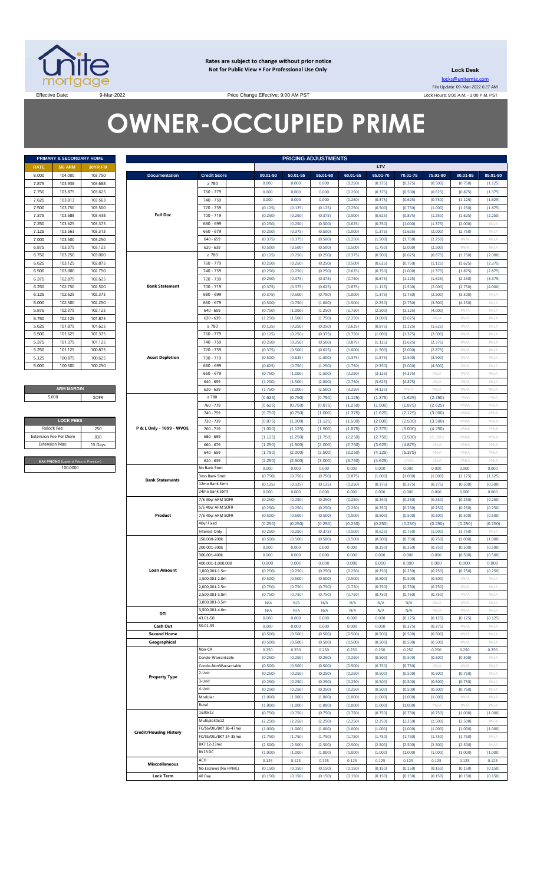**Rates are subject to change without prior notice**
**Not for Public View • For Professional Use Only**

**Lock Desk**
locks@unitemtg.com
File Update: 09-Mar-2022 6:27 AM
Lock Hours: 9:00 A.M. - 3:00 P.M. PST

Effective Date: 9-Mar-2022 Price Change Effective: 9:00 AM PST

# OWNER-OCCUPIED PRIME

| PRIMARY & SECONDARY HOME | | |
|---|---|---|
| RATE | 5/6 ARM | 30YR FIX |
| 8.000 | 104.000 | 103.750 |
| 7.875 | 103.938 | 103.688 |
| 7.750 | 103.875 | 103.625 |
| 7.625 | 103.813 | 103.563 |
| 7.500 | 103.750 | 103.500 |
| 7.375 | 103.688 | 103.438 |
| 7.250 | 103.625 | 103.375 |
| 7.125 | 103.563 | 103.313 |
| 7.000 | 103.500 | 103.250 |
| 6.875 | 103.375 | 103.125 |
| 6.750 | 103.250 | 103.000 |
| 6.625 | 103.125 | 102.875 |
| 6.500 | 103.000 | 102.750 |
| 6.375 | 102.875 | 102.625 |
| 6.250 | 102.750 | 102.500 |
| 6.125 | 102.625 | 102.375 |
| 6.000 | 102.500 | 102.250 |
| 5.875 | 102.375 | 102.125 |
| 5.750 | 102.125 | 101.875 |
| 5.625 | 101.875 | 101.625 |
| 5.500 | 101.625 | 101.375 |
| 5.375 | 101.375 | 101.125 |
| 5.250 | 101.125 | 100.875 |
| 5.125 | 100.875 | 100.625 |
| 5.000 | 100.500 | 100.250 |

| ARM MARGIN | |
|---|---|
| 5.000 | SOFR |

| LOCK FEES | |
|---|---|
| Relock Fee: | .250 |
| Extension Fee Per Diem | .030 |
| Extension Max: | 15 Days |

| MAX PRICING (Lower of Price or Premium) |
|---|
| 100.0000 |

| PRICING ADJUSTMENTS | | | | | | | | | | |
|---|---|---|---|---|---|---|---|---|---|---|
| | | LTV | | | | | | | | |
| Documentation | Credit Score | 00.01-50 | 50.01-55 | 55.01-60 | 60.01-65 | 65.01-70 | 70.01-75 | 75.01-80 | 80.01-85 | 85.01-90 |
| Full Doc | ≥ 780 | 0.000 | 0.000 | 0.000 | (0.250) | (0.375) | (0.375) | (0.500) | (0.750) | (1.125) |
| | 760 - 779 | 0.000 | 0.000 | 0.000 | (0.250) | (0.375) | (0.500) | (0.625) | (0.875) | (1.375) |
| | 740 - 759 | 0.000 | 0.000 | 0.000 | (0.250) | (0.375) | (0.625) | (0.750) | (1.125) | (1.625) |
| | 720 - 739 | (0.125) | (0.125) | (0.125) | (0.250) | (0.500) | (0.750) | (1.000) | (1.250) | (1.875) |
| | 700 - 719 | (0.250) | (0.250) | (0.375) | (0.500) | (0.625) | (0.875) | (1.250) | (1.625) | (2.250) |
| | 680 - 699 | (0.250) | (0.250) | (0.500) | (0.625) | (0.750) | (1.000) | (1.375) | (2.000) | #N/A |
| | 660 - 679 | (0.250) | (0.375) | (0.500) | (1.000) | (1.375) | (1.625) | (2.000) | (2.750) | #N/A |
| | 640 - 659 | (0.375) | (0.375) | (0.500) | (1.250) | (1.500) | (1.750) | (2.250) | #N/A | #N/A |
| | 620 - 639 | (0.500) | (0.500) | (0.500) | (1.500) | (1.750) | (2.000) | (2.500) | #N/A | #N/A |
| Bank Statement | ≥ 780 | (0.125) | (0.250) | (0.250) | (0.375) | (0.500) | (0.625) | (0.875) | (1.250) | (2.000) |
| | 760 - 779 | (0.250) | (0.250) | (0.250) | (0.500) | (0.625) | (0.750) | (1.125) | (1.625) | (2.375) |
| | 740 - 759 | (0.250) | (0.250) | (0.250) | (0.625) | (0.750) | (1.000) | (1.375) | (1.875) | (2.875) |
| | 720 - 739 | (0.250) | (0.375) | (0.375) | (0.750) | (0.875) | (1.125) | (1.625) | (2.250) | (3.375) |
| | 700 - 719 | (0.375) | (0.375) | (0.625) | (0.875) | (1.125) | (1.500) | (2.000) | (2.750) | (4.000) |
| | 680 - 699 | (0.375) | (0.500) | (0.750) | (1.000) | (1.375) | (1.750) | (2.500) | (3.500) | #N/A |
| | 660 - 679 | (0.500) | (0.750) | (1.000) | (1.500) | (2.250) | (2.750) | (3.500) | (4.250) | #N/A |
| | 640 - 659 | (0.750) | (1.000) | (1.250) | (1.750) | (2.500) | (3.125) | (4.000) | #N/A | #N/A |
| | 620 - 639 | (1.250) | (1.500) | (1.750) | (2.250) | (3.000) | (3.625) | #N/A | #N/A | #N/A |
| Asset Depletion | ≥ 780 | (0.125) | (0.250) | (0.250) | (0.625) | (0.875) | (1.125) | (1.625) | #N/A | #N/A |
| | 760 - 779 | (0.125) | (0.250) | (0.375) | (0.750) | (1.000) | (1.375) | (2.000) | #N/A | #N/A |
| | 740 - 759 | (0.250) | (0.250) | (0.500) | (0.875) | (1.125) | (1.625) | (2.375) | #N/A | #N/A |
| | 720 - 739 | (0.375) | (0.500) | (0.625) | (1.000) | (1.500) | (2.000) | (2.875) | #N/A | #N/A |
| | 700 - 719 | (0.500) | (0.625) | (1.000) | (1.375) | (1.875) | (2.500) | (3.500) | #N/A | #N/A |
| | 680 - 699 | (0.625) | (0.750) | (1.250) | (1.750) | (2.250) | (3.000) | (4.500) | #N/A | #N/A |
| | 660 - 679 | (0.750) | (1.000) | (1.500) | (2.250) | (3.125) | (4.375) | #N/A | #N/A | #N/A |
| | 640 - 659 | (1.250) | (1.500) | (2.000) | (2.750) | (3.625) | (4.875) | #N/A | #N/A | #N/A |
| | 620 - 639 | (1.750) | (2.000) | (2.500) | (3.250) | (4.125) | #N/A | #N/A | #N/A | #N/A |
| P & L Only - 1099 - WVOE | ≥ 780 | (0.625) | (0.750) | (0.750) | (1.125) | (1.375) | (1.625) | (2.250) | #N/A | #N/A |
| | 760 - 779 | (0.625) | (0.750) | (0.875) | (1.250) | (1.500) | (1.875) | (2.625) | #N/A | #N/A |
| | 740 - 759 | (0.750) | (0.750) | (1.000) | (1.375) | (1.625) | (2.125) | (3.000) | #N/A | #N/A |
| | 720 - 739 | (0.875) | (1.000) | (1.125) | (1.500) | (2.000) | (2.500) | (3.500) | #N/A | #N/A |
| | 700 - 719 | (1.000) | (1.125) | (1.500) | (1.875) | (2.375) | (3.000) | (4.250) | #N/A | #N/A |
| | 680 - 699 | (1.125) | (1.250) | (1.750) | (2.250) | (2.750) | (3.500) | (5.000) | #N/A | #N/A |
| | 660 - 679 | (1.250) | (1.500) | (2.000) | (2.750) | (3.625) | (4.875) | #N/A | #N/A | #N/A |
| | 640 - 659 | (1.750) | (2.000) | (2.500) | (3.250) | (4.125) | (5.375) | #N/A | #N/A | #N/A |
| | 620 - 639 | (2.250) | (2.500) | (3.000) | (3.750) | (4.625) | #N/A | #N/A | #N/A | #N/A |
| Bank Statements | No Bank Stmt | 0.000 | 0.000 | 0.000 | 0.000 | 0.000 | 0.000 | 0.000 | 0.000 | 0.000 |
| | 3mo Bank Stmt | (0.750) | (0.750) | (0.750) | (0.875) | (1.000) | (1.000) | (1.000) | (1.125) | (1.125) |
| | 12mo Bank Stmt | (0.125) | (0.125) | (0.125) | (0.250) | (0.375) | (0.375) | (0.375) | (0.500) | (0.500) |
| | 24mo Bank Stmt | 0.000 | 0.000 | 0.000 | 0.000 | 0.000 | 0.000 | 0.000 | 0.000 | 0.000 |
| Product | 7/6 30yr ARM SOFR | (0.250) | (0.250) | (0.250) | (0.250) | (0.250) | (0.250) | (0.250) | (0.250) | (0.250) |
| | 5/6 40yr ARM SOFR | (0.250) | (0.250) | (0.250) | (0.250) | (0.250) | (0.250) | (0.250) | (0.250) | (0.250) |
| | 7/6 40yr ARM SOFR | (0.500) | (0.500) | (0.500) | (0.500) | (0.500) | (0.500) | (0.500) | (0.500) | (0.500) |
| | 40yr Fixed | (0.250) | (0.250) | (0.250) | (0.250) | (0.250) | (0.250) | (0.250) | (0.250) | (0.250) |
| | Interest-Only | (0.250) | (0.250) | (0.375) | (0.500) | (0.625) | (0.750) | (1.000) | (1.750) | #N/A |
| Loan Amount | 150,000-200k | (0.500) | (0.500) | (0.500) | (0.500) | (0.500) | (0.750) | (0.750) | (1.000) | (1.000) |
| | 200,001-300k | 0.000 | 0.000 | 0.000 | 0.000 | (0.250) | (0.250) | (0.250) | (0.500) | (0.500) |
| | 300,001-400k | 0.000 | 0.000 | 0.000 | 0.000 | 0.000 | 0.000 | 0.000 | (0.500) | (0.500) |
| | 400,001-1,000,000 | 0.000 | 0.000 | 0.000 | 0.000 | 0.000 | 0.000 | 0.000 | 0.000 | 0.000 |
| | 1,000,001-1.5m | (0.250) | (0.250) | (0.250) | (0.250) | (0.250) | (0.250) | (0.250) | (0.250) | (0.250) |
| | 1,500,001-2.0m | (0.500) | (0.500) | (0.500) | (0.500) | (0.500) | (0.500) | (0.500) | #N/A | #N/A |
| | 2,000,001-2.5m | (0.750) | (0.750) | (0.750) | (0.750) | (0.750) | (0.750) | (0.750) | #N/A | #N/A |
| | 2,500,001-3.0m | (0.750) | (0.750) | (0.750) | (0.750) | (0.750) | (0.750) | (0.750) | #N/A | #N/A |
| | 3,000,001-3.5m | N/A | N/A | N/A | N/A | N/A | N/A | #N/A | #N/A | #N/A |
| | 3,500,001-4.0m | N/A | N/A | N/A | N/A | N/A | N/A | #N/A | #N/A | #N/A |
| DTI | 43.01-50 | 0.000 | 0.000 | 0.000 | 0.000 | 0.000 | (0.125) | (0.125) | (0.125) | (0.125) |
| Cash Out | 50.01-55 | 0.000 | 0.000 | 0.000 | 0.000 | 0.000 | (0.375) | (0.375) | #N/A | #N/A |
| Second Home | | (0.500) | (0.500) | (0.500) | (0.500) | (0.500) | (0.500) | (0.500) | #N/A | #N/A |
| Geographical | | (0.500) | (0.500) | (0.500) | (0.500) | (0.500) | (0.500) | (0.500) | #N/A | #N/A |
| Property Type | Non-CA | 0.250 | 0.250 | 0.250 | 0.250 | 0.250 | 0.250 | 0.250 | 0.250 | 0.250 |
| | Condo-Warrantable | (0.250) | (0.250) | (0.250) | (0.250) | (0.500) | (0.500) | (0.500) | (0.500) | #N/A |
| | Condo-NonWarrantable | (0.500) | (0.500) | (0.500) | (0.500) | (0.750) | (0.750) | #N/A | #N/A | #N/A |
| | 2-Unit | (0.250) | (0.250) | (0.250) | (0.250) | (0.500) | (0.500) | (0.500) | (0.750) | #N/A |
| | 3-Unit | (0.250) | (0.250) | (0.250) | (0.250) | (0.500) | (0.500) | (0.500) | (0.750) | #N/A |
| | 4-Unit | (0.250) | (0.250) | (0.250) | (0.250) | (0.500) | (0.500) | (0.500) | (0.750) | #N/A |
| | Modular | (1.000) | (1.000) | (1.000) | (1.000) | (1.000) | (1.000) | (1.000) | #N/A | #N/A |
| | Rural | (1.000) | (1.000) | (1.000) | (1.000) | (1.000) | (1.000) | #N/A | #N/A | #N/A |
| Credit/Housing History | 1x30x12 | (0.750) | (0.750) | (0.750) | (0.750) | (0.750) | (0.750) | (0.750) | (1.000) | (1.000) |
| | Multiple30x12 | (2.250) | (2.250) | (2.250) | (2.250) | (2.250) | (2.250) | (2.500) | (2.500) | #N/A |
| | FC/SS/DIL/BK7 36-47mo | (1.000) | (1.000) | (1.000) | (1.000) | (1.000) | (1.000) | (1.000) | (1.000) | (1.000) |
| | FC/SS/DIL/BK7 24-35mo | (1.750) | (1.750) | (1.750) | (1.750) | (1.750) | (1.750) | (1.750) | (1.750) | #N/A |
| | BK7 12-23mo | (2.500) | (2.500) | (2.500) | (2.500) | (2.500) | (2.500) | (2.500) | (2.500) | #N/A |
| | BK13 DC | (1.000) | (1.000) | (1.000) | (1.000) | (1.000) | (1.000) | (1.000) | (1.000) | (1.000) |
| Misccellaneous | ACH | 0.125 | 0.125 | 0.125 | 0.125 | 0.125 | 0.125 | 0.125 | 0.125 | 0.125 |
| | No Escrows (No HPML) | (0.150) | (0.150) | (0.150) | (0.150) | (0.150) | (0.150) | (0.150) | (0.150) | (0.150) |
| Lock Term | 40 Day | (0.150) | (0.150) | (0.150) | (0.150) | (0.150) | (0.150) | (0.150) | (0.150) | (0.150) |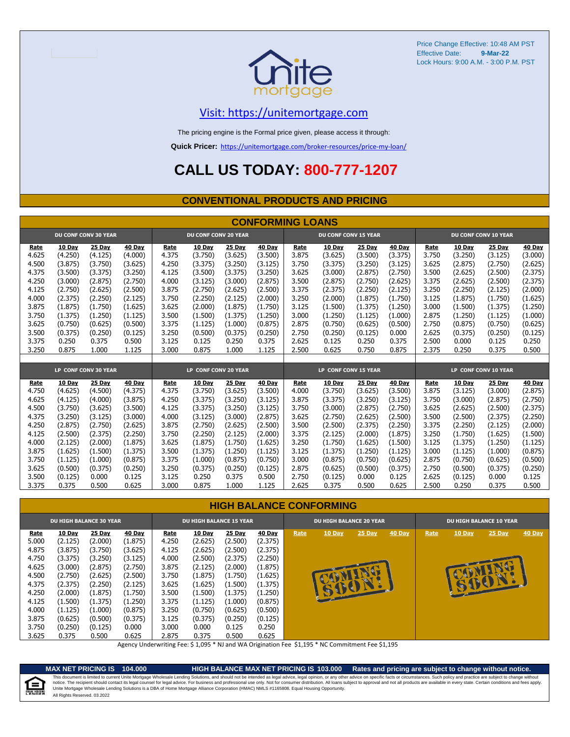Price Change Effective: 10:48 AM PST
Effective Date: **9-Mar-22**
Lock Hours: 9:00 A.M. - 3:00 P.M. PST

unite mortgage

[Visit: https://unitemortgage.com](https://unitemortgage.com)

The pricing engine is the Formal price given, please access it through:

**Quick Pricer:** [https://unitemortgage.com/broker-resources/price-my-loan/](https://unitemortgage.com/broker-resources/price-my-loan/)

# CALL US TODAY: 800-777-1207

## CONVENTIONAL PRODUCTS AND PRICING

### CONFORMING LOANS

| DU CONF CONV 30 YEAR | | | | DU CONF CONV 20 YEAR | | | | DU CONF CONV 15 YEAR | | | | DU CONF CONV 10 YEAR | | | |
|---|---|---|---|---|---|---|---|---|---|---|---|---|---|---|---|
| Rate | 10 Day | 25 Day | 40 Day | Rate | 10 Day | 25 Day | 40 Day | Rate | 10 Day | 25 Day | 40 Day | Rate | 10 Day | 25 Day | 40 Day |
| 4.625 | (4.250) | (4.125) | (4.000) | 4.375 | (3.750) | (3.625) | (3.500) | 3.875 | (3.625) | (3.500) | (3.375) | 3.750 | (3.250) | (3.125) | (3.000) |
| 4.500 | (3.875) | (3.750) | (3.625) | 4.250 | (3.375) | (3.250) | (3.125) | 3.750 | (3.375) | (3.250) | (3.125) | 3.625 | (2.875) | (2.750) | (2.625) |
| 4.375 | (3.500) | (3.375) | (3.250) | 4.125 | (3.500) | (3.375) | (3.250) | 3.625 | (3.000) | (2.875) | (2.750) | 3.500 | (2.625) | (2.500) | (2.375) |
| 4.250 | (3.000) | (2.875) | (2.750) | 4.000 | (3.125) | (3.000) | (2.875) | 3.500 | (2.875) | (2.750) | (2.625) | 3.375 | (2.625) | (2.500) | (2.375) |
| 4.125 | (2.750) | (2.625) | (2.500) | 3.875 | (2.750) | (2.625) | (2.500) | 3.375 | (2.375) | (2.250) | (2.125) | 3.250 | (2.250) | (2.125) | (2.000) |
| 4.000 | (2.375) | (2.250) | (2.125) | 3.750 | (2.250) | (2.125) | (2.000) | 3.250 | (2.000) | (1.875) | (1.750) | 3.125 | (1.875) | (1.750) | (1.625) |
| 3.875 | (1.875) | (1.750) | (1.625) | 3.625 | (2.000) | (1.875) | (1.750) | 3.125 | (1.500) | (1.375) | (1.250) | 3.000 | (1.500) | (1.375) | (1.250) |
| 3.750 | (1.375) | (1.250) | (1.125) | 3.500 | (1.500) | (1.375) | (1.250) | 3.000 | (1.250) | (1.125) | (1.000) | 2.875 | (1.250) | (1.125) | (1.000) |
| 3.625 | (0.750) | (0.625) | (0.500) | 3.375 | (1.125) | (1.000) | (0.875) | 2.875 | (0.750) | (0.625) | (0.500) | 2.750 | (0.875) | (0.750) | (0.625) |
| 3.500 | (0.375) | (0.250) | (0.125) | 3.250 | (0.500) | (0.375) | (0.250) | 2.750 | (0.250) | (0.125) | 0.000 | 2.625 | (0.375) | (0.250) | (0.125) |
| 3.375 | 0.250 | 0.375 | 0.500 | 3.125 | 0.125 | 0.250 | 0.375 | 2.625 | 0.125 | 0.250 | 0.375 | 2.500 | 0.000 | 0.125 | 0.250 |
| 3.250 | 0.875 | 1.000 | 1.125 | 3.000 | 0.875 | 1.000 | 1.125 | 2.500 | 0.625 | 0.750 | 0.875 | 2.375 | 0.250 | 0.375 | 0.500 |

| LP CONF CONV 30 YEAR | | | | LP CONF CONV 20 YEAR | | | | LP CONF CONV 15 YEAR | | | | LP CONF CONV 10 YEAR | | | |
|---|---|---|---|---|---|---|---|---|---|---|---|---|---|---|---|
| Rate | 10 Day | 25 Day | 40 Day | Rate | 10 Day | 25 Day | 40 Day | Rate | 10 Day | 25 Day | 40 Day | Rate | 10 Day | 25 Day | 40 Day |
| 4.750 | (4.625) | (4.500) | (4.375) | 4.375 | (3.750) | (3.625) | (3.500) | 4.000 | (3.750) | (3.625) | (3.500) | 3.875 | (3.125) | (3.000) | (2.875) |
| 4.625 | (4.125) | (4.000) | (3.875) | 4.250 | (3.375) | (3.250) | (3.125) | 3.875 | (3.375) | (3.250) | (3.125) | 3.750 | (3.000) | (2.875) | (2.750) |
| 4.500 | (3.750) | (3.625) | (3.500) | 4.125 | (3.375) | (3.250) | (3.125) | 3.750 | (3.000) | (2.875) | (2.750) | 3.625 | (2.625) | (2.500) | (2.375) |
| 4.375 | (3.250) | (3.125) | (3.000) | 4.000 | (3.125) | (3.000) | (2.875) | 3.625 | (2.750) | (2.625) | (2.500) | 3.500 | (2.500) | (2.375) | (2.250) |
| 4.250 | (2.875) | (2.750) | (2.625) | 3.875 | (2.750) | (2.625) | (2.500) | 3.500 | (2.500) | (2.375) | (2.250) | 3.375 | (2.250) | (2.125) | (2.000) |
| 4.125 | (2.500) | (2.375) | (2.250) | 3.750 | (2.250) | (2.125) | (2.000) | 3.375 | (2.125) | (2.000) | (1.875) | 3.250 | (1.750) | (1.625) | (1.500) |
| 4.000 | (2.125) | (2.000) | (1.875) | 3.625 | (1.875) | (1.750) | (1.625) | 3.250 | (1.750) | (1.625) | (1.500) | 3.125 | (1.375) | (1.250) | (1.125) |
| 3.875 | (1.625) | (1.500) | (1.375) | 3.500 | (1.375) | (1.250) | (1.125) | 3.125 | (1.375) | (1.250) | (1.125) | 3.000 | (1.125) | (1.000) | (0.875) |
| 3.750 | (1.125) | (1.000) | (0.875) | 3.375 | (1.000) | (0.875) | (0.750) | 3.000 | (0.875) | (0.750) | (0.625) | 2.875 | (0.750) | (0.625) | (0.500) |
| 3.625 | (0.500) | (0.375) | (0.250) | 3.250 | (0.375) | (0.250) | (0.125) | 2.875 | (0.625) | (0.500) | (0.375) | 2.750 | (0.500) | (0.375) | (0.250) |
| 3.500 | (0.125) | 0.000 | 0.125 | 3.125 | 0.250 | 0.375 | 0.500 | 2.750 | (0.125) | 0.000 | 0.125 | 2.625 | (0.125) | 0.000 | 0.125 |
| 3.375 | 0.375 | 0.500 | 0.625 | 3.000 | 0.875 | 1.000 | 1.125 | 2.625 | 0.375 | 0.500 | 0.625 | 2.500 | 0.250 | 0.375 | 0.500 |

### HIGH BALANCE CONFORMING

| DU HIGH BALANCE 30 YEAR | | | | DU HIGH BALANCE 15 YEAR | | | | DU HIGH BALANCE 20 YEAR | | | | DU HIGH BALANCE 10 YEAR | | | |
|---|---|---|---|---|---|---|---|---|---|---|---|---|---|---|---|
| Rate | 10 Day | 25 Day | 40 Day | Rate | 10 Day | 25 Day | 40 Day | Rate | 10 Day | 25 Day | 40 Day | Rate | 10 Day | 25 Day | 40 Day |
| 5.000 | (2.125) | (2.000) | (1.875) | 4.250 | (2.625) | (2.500) | (2.375) | COMING SOON! | | | | COMING SOON! | | | |
| 4.875 | (3.875) | (3.750) | (3.625) | 4.125 | (2.625) | (2.500) | (2.375) | | | | | | | | |
| 4.750 | (3.375) | (3.250) | (3.125) | 4.000 | (2.500) | (2.375) | (2.250) | | | | | | | | |
| 4.625 | (3.000) | (2.875) | (2.750) | 3.875 | (2.125) | (2.000) | (1.875) | | | | | | | | |
| 4.500 | (2.750) | (2.625) | (2.500) | 3.750 | (1.875) | (1.750) | (1.625) | | | | | | | | |
| 4.375 | (2.375) | (2.250) | (2.125) | 3.625 | (1.625) | (1.500) | (1.375) | | | | | | | | |
| 4.250 | (2.000) | (1.875) | (1.750) | 3.500 | (1.500) | (1.375) | (1.250) | | | | | | | | |
| 4.125 | (1.500) | (1.375) | (1.250) | 3.375 | (1.125) | (1.000) | (0.875) | | | | | | | | |
| 4.000 | (1.125) | (1.000) | (0.875) | 3.250 | (0.750) | (0.625) | (0.500) | | | | | | | | |
| 3.875 | (0.625) | (0.500) | (0.375) | 3.125 | (0.375) | (0.250) | (0.125) | | | | | | | | |
| 3.750 | (0.250) | (0.125) | 0.000 | 3.000 | 0.000 | 0.125 | 0.250 | | | | | | | | |
| 3.625 | 0.375 | 0.500 | 0.625 | 2.875 | 0.375 | 0.500 | 0.625 | | | | | | | | |

Agency Underwriting Fee: $ 1,095 * NJ and WA Origination Fee $1,195 * NC Commitment Fee $1,195

**MAX NET PRICING IS 104.000** **HIGH BALANCE MAX NET PRICING IS 103.000** **Rates and pricing are subject to change without notice.**

This document is limited to current Unite Mortgage Wholesale Lending Solutions, and should not be intended as legal advice, legal opinion, or any other advice on specific facts or circumstances. Such policy and practice are subject to change without notice. The recipient should contact its legal counsel for legal advice. For business and professional use only. Not for consumer distribution. All loans subject to approval and not all products are available in every state. Certain conditions and fees apply. Unite Mortgage Wholesale Lending Solutions is a DBA of Home Mortgage Alliance Corporation (HMAC) NMLS #1165808. Equal Housing Opportunity.
All Rights Reserved. 03.2022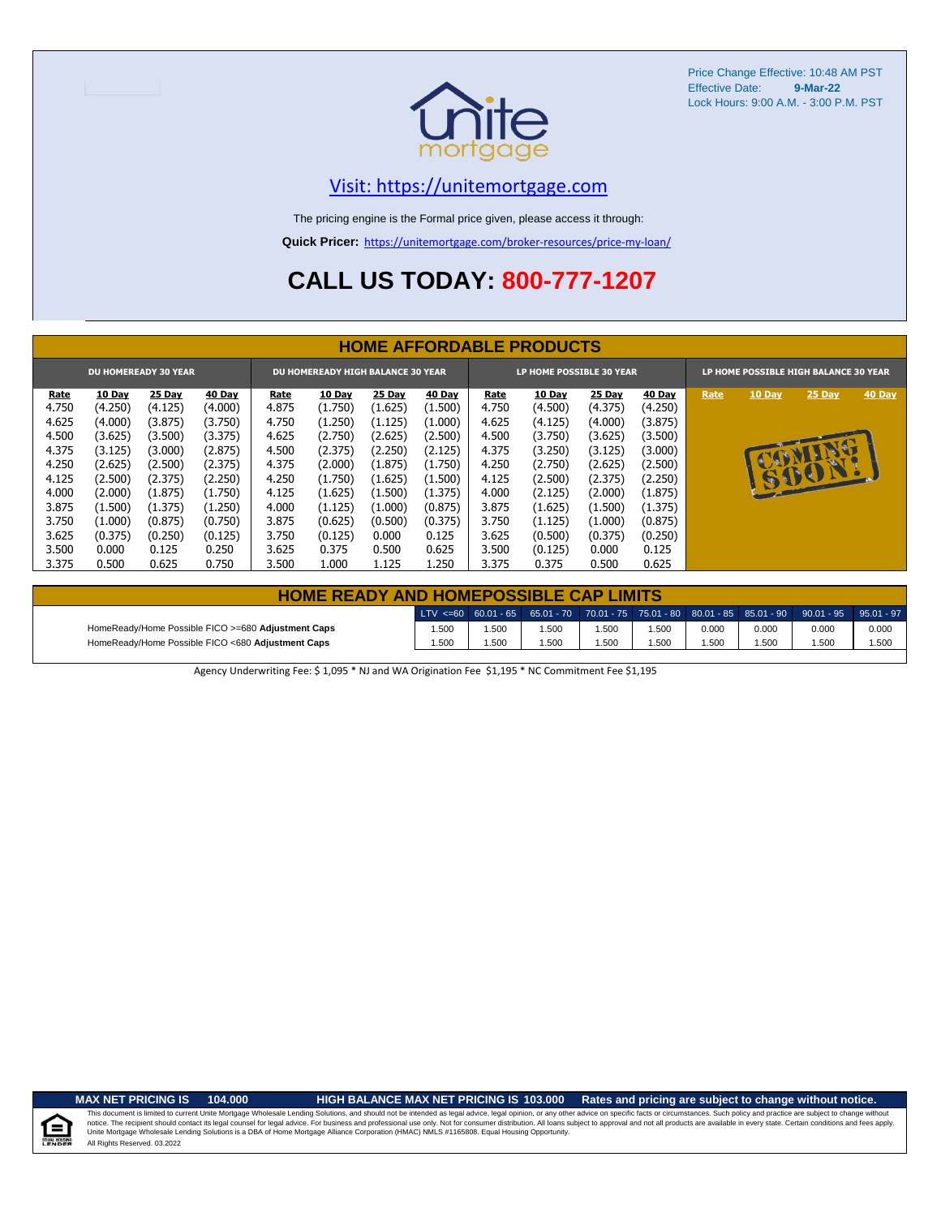Price Change Effective: 10:48 AM PST
Effective Date: **9-Mar-22**
Lock Hours: 9:00 A.M. - 3:00 P.M. PST

unite mortgage

Visit: https://unitemortgage.com

The pricing engine is the Formal price given, please access it through:

**Quick Pricer:** https://unitemortgage.com/broker-resources/price-my-loan/

# CALL US TODAY: 800-777-1207

## HOME AFFORDABLE PRODUCTS

| DU HOMEREADY 30 YEAR | | | | DU HOMEREADY HIGH BALANCE 30 YEAR | | | | LP HOME POSSIBLE 30 YEAR | | | | LP HOME POSSIBLE HIGH BALANCE 30 YEAR | | | |
|---|---|---|---|---|---|---|---|---|---|---|---|---|---|---|---|
| Rate | 10 Day | 25 Day | 40 Day | Rate | 10 Day | 25 Day | 40 Day | Rate | 10 Day | 25 Day | 40 Day | Rate | 10 Day | 25 Day | 40 Day |
| 4.750 | (4.250) | (4.125) | (4.000) | 4.875 | (1.750) | (1.625) | (1.500) | 4.750 | (4.500) | (4.375) | (4.250) | | | | |
| 4.625 | (4.000) | (3.875) | (3.750) | 4.750 | (1.250) | (1.125) | (1.000) | 4.625 | (4.125) | (4.000) | (3.875) | | | | |
| 4.500 | (3.625) | (3.500) | (3.375) | 4.625 | (2.750) | (2.625) | (2.500) | 4.500 | (3.750) | (3.625) | (3.500) | COMING SOON! | | | |
| 4.375 | (3.125) | (3.000) | (2.875) | 4.500 | (2.375) | (2.250) | (2.125) | 4.375 | (3.250) | (3.125) | (3.000) | | | | |
| 4.250 | (2.625) | (2.500) | (2.375) | 4.375 | (2.000) | (1.875) | (1.750) | 4.250 | (2.750) | (2.625) | (2.500) | | | | |
| 4.125 | (2.500) | (2.375) | (2.250) | 4.250 | (1.750) | (1.625) | (1.500) | 4.125 | (2.500) | (2.375) | (2.250) | | | | |
| 4.000 | (2.000) | (1.875) | (1.750) | 4.125 | (1.625) | (1.500) | (1.375) | 4.000 | (2.125) | (2.000) | (1.875) | | | | |
| 3.875 | (1.500) | (1.375) | (1.250) | 4.000 | (1.125) | (1.000) | (0.875) | 3.875 | (1.625) | (1.500) | (1.375) | | | | |
| 3.750 | (1.000) | (0.875) | (0.750) | 3.875 | (0.625) | (0.500) | (0.375) | 3.750 | (1.125) | (1.000) | (0.875) | | | | |
| 3.625 | (0.375) | (0.250) | (0.125) | 3.750 | (0.125) | 0.000 | 0.125 | 3.625 | (0.500) | (0.375) | (0.250) | | | | |
| 3.500 | 0.000 | 0.125 | 0.250 | 3.625 | 0.375 | 0.500 | 0.625 | 3.500 | (0.125) | 0.000 | 0.125 | | | | |
| 3.375 | 0.500 | 0.625 | 0.750 | 3.500 | 1.000 | 1.125 | 1.250 | 3.375 | 0.375 | 0.500 | 0.625 | | | | |

## HOME READY AND HOMEPOSSIBLE CAP LIMITS

| | LTV <=60 | 60.01 - 65 | 65.01 - 70 | 70.01 - 75 | 75.01 - 80 | 80.01 - 85 | 85.01 - 90 | 90.01 - 95 | 95.01 - 97 |
|---|---|---|---|---|---|---|---|---|---|
| HomeReady/Home Possible FICO >=680 **Adjustment Caps** | 1.500 | 1.500 | 1.500 | 1.500 | 1.500 | 0.000 | 0.000 | 0.000 | 0.000 |
| HomeReady/Home Possible FICO <680 **Adjustment Caps** | 1.500 | 1.500 | 1.500 | 1.500 | 1.500 | 1.500 | 1.500 | 1.500 | 1.500 |

Agency Underwriting Fee: $ 1,095 * NJ and WA Origination Fee $1,195 * NC Commitment Fee $1,195

**MAX NET PRICING IS 104.000** **HIGH BALANCE MAX NET PRICING IS 103.000** **Rates and pricing are subject to change without notice.**

This document is limited to current Unite Mortgage Wholesale Lending Solutions, and should not be intended as legal advice, legal opinion, or any other advice on specific facts or circumstances. Such policy and practice are subject to change without notice. The recipient should contact its legal counsel for legal advice. For business and professional use only. Not for consumer distribution. All loans subject to approval and not all products are available in every state. Certain conditions and fees apply. Unite Mortgage Wholesale Lending Solutions is a DBA of Home Mortgage Alliance Corporation (HMAC) NMLS #1165808. Equal Housing Opportunity.
All Rights Reserved. 03.2022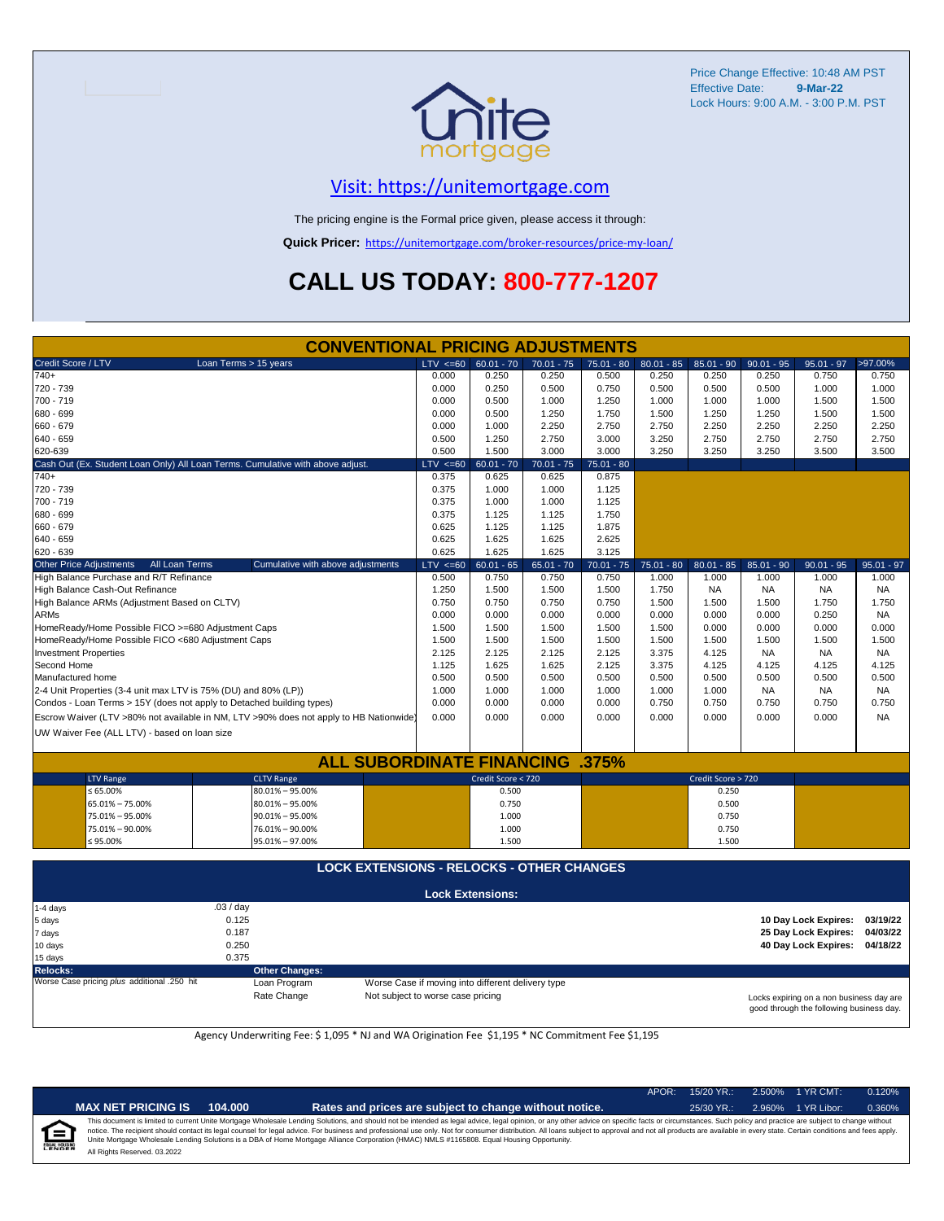Price Change Effective: 10:48 AM PST
Effective Date: **9-Mar-22**
Lock Hours: 9:00 A.M. - 3:00 P.M. PST

## Visit: https://unitemortgage.com

The pricing engine is the Formal price given, please access it through:

**Quick Pricer:** https://unitemortgage.com/broker-resources/price-my-loan/

# CALL US TODAY: 800-777-1207

## CONVENTIONAL PRICING ADJUSTMENTS

| Credit Score / LTV — Loan Terms > 15 years | LTV <=60 | 60.01 - 70 | 70.01 - 75 | 75.01 - 80 | 80.01 - 85 | 85.01 - 90 | 90.01 - 95 | 95.01 - 97 | >97.00% |
|---|---|---|---|---|---|---|---|---|---|
| 740+ | 0.000 | 0.250 | 0.250 | 0.500 | 0.250 | 0.250 | 0.250 | 0.750 | 0.750 |
| 720 - 739 | 0.000 | 0.250 | 0.500 | 0.750 | 0.500 | 0.500 | 0.500 | 1.000 | 1.000 |
| 700 - 719 | 0.000 | 0.500 | 1.000 | 1.250 | 1.000 | 1.000 | 1.000 | 1.500 | 1.500 |
| 680 - 699 | 0.000 | 0.500 | 1.250 | 1.750 | 1.500 | 1.250 | 1.250 | 1.500 | 1.500 |
| 660 - 679 | 0.000 | 1.000 | 2.250 | 2.750 | 2.750 | 2.250 | 2.250 | 2.250 | 2.250 |
| 640 - 659 | 0.500 | 1.250 | 2.750 | 3.000 | 3.250 | 2.750 | 2.750 | 2.750 | 2.750 |
| 620-639 | 0.500 | 1.500 | 3.000 | 3.000 | 3.250 | 3.250 | 3.250 | 3.500 | 3.500 |

| Cash Out (Ex. Student Loan Only) All Loan Terms. Cumulative with above adjust. | LTV <=60 | 60.01 - 70 | 70.01 - 75 | 75.01 - 80 |
|---|---|---|---|---|
| 740+ | 0.375 | 0.625 | 0.625 | 0.875 |
| 720 - 739 | 0.375 | 1.000 | 1.000 | 1.125 |
| 700 - 719 | 0.375 | 1.000 | 1.000 | 1.125 |
| 680 - 699 | 0.375 | 1.125 | 1.125 | 1.750 |
| 660 - 679 | 0.625 | 1.125 | 1.125 | 1.875 |
| 640 - 659 | 0.625 | 1.625 | 1.625 | 2.625 |
| 620 - 639 | 0.625 | 1.625 | 1.625 | 3.125 |

| Other Price Adjustments — All Loan Terms — Cumulative with above adjustments | LTV <=60 | 60.01 - 65 | 65.01 - 70 | 70.01 - 75 | 75.01 - 80 | 80.01 - 85 | 85.01 - 90 | 90.01 - 95 | 95.01 - 97 |
|---|---|---|---|---|---|---|---|---|---|
| High Balance Purchase and R/T Refinance | 0.500 | 0.750 | 0.750 | 0.750 | 1.000 | 1.000 | 1.000 | 1.000 | 1.000 |
| High Balance Cash-Out Refinance | 1.250 | 1.500 | 1.500 | 1.500 | 1.750 | NA | NA | NA | NA |
| High Balance ARMs (Adjustment Based on CLTV) | 0.750 | 0.750 | 0.750 | 0.750 | 1.500 | 1.500 | 1.500 | 1.750 | 1.750 |
| ARMs | 0.000 | 0.000 | 0.000 | 0.000 | 0.000 | 0.000 | 0.000 | 0.250 | NA |
| HomeReady/Home Possible FICO >=680 Adjustment Caps | 1.500 | 1.500 | 1.500 | 1.500 | 1.500 | 0.000 | 0.000 | 0.000 | 0.000 |
| HomeReady/Home Possible FICO <680 Adjustment Caps | 1.500 | 1.500 | 1.500 | 1.500 | 1.500 | 1.500 | 1.500 | 1.500 | 1.500 |
| Investment Properties | 2.125 | 2.125 | 2.125 | 2.125 | 3.375 | 4.125 | NA | NA | NA |
| Second Home | 1.125 | 1.625 | 1.625 | 2.125 | 3.375 | 4.125 | 4.125 | 4.125 | 4.125 |
| Manufactured home | 0.500 | 0.500 | 0.500 | 0.500 | 0.500 | 0.500 | 0.500 | 0.500 | 0.500 |
| 2-4 Unit Properties (3-4 unit max LTV is 75% (DU) and 80% (LP)) | 1.000 | 1.000 | 1.000 | 1.000 | 1.000 | 1.000 | NA | NA | NA |
| Condos - Loan Terms > 15Y (does not apply to Detached building types) | 0.000 | 0.000 | 0.000 | 0.000 | 0.750 | 0.750 | 0.750 | 0.750 | 0.750 |
| Escrow Waiver (LTV >80% not available in NM, LTV >90% does not apply to HB Nationwide) | 0.000 | 0.000 | 0.000 | 0.000 | 0.000 | 0.000 | 0.000 | 0.000 | NA |
| UW Waiver Fee (ALL LTV) - based on loan size | | | | | | | | | |

## ALL SUBORDINATE FINANCING .375%

| LTV Range | CLTV Range | Credit Score < 720 | Credit Score > 720 |
|---|---|---|---|
| ≤ 65.00% | 80.01% – 95.00% | 0.500 | 0.250 |
| 65.01% – 75.00% | 80.01% – 95.00% | 0.750 | 0.500 |
| 75.01% – 95.00% | 90.01% – 95.00% | 1.000 | 0.750 |
| 75.01% – 90.00% | 76.01% – 90.00% | 1.000 | 0.750 |
| ≤ 95.00% | 95.01% – 97.00% | 1.500 | 1.500 |

## LOCK EXTENSIONS - RELOCKS - OTHER CHANGES

**Lock Extensions:**

| Days | Cost |
|---|---|
| 1-4 days | .03 / day |
| 5 days | 0.125 |
| 7 days | 0.187 |
| 10 days | 0.250 |
| 15 days | 0.375 |

**10 Day Lock Expires:** 03/19/22
**25 Day Lock Expires:** 04/03/22
**40 Day Lock Expires:** 04/18/22

**Relocks:**
Worse Case pricing *plus* additional .250 hit

**Other Changes:**

| | |
|---|---|
| Loan Program | Worse Case if moving into different delivery type |
| Rate Change | Not subject to worse case pricing |

Locks expiring on a non business day are good through the following business day.

Agency Underwriting Fee: $ 1,095 * NJ and WA Origination Fee $1,195 * NC Commitment Fee $1,195

| APOR: | 15/20 YR.: | 2.500% | 1 YR CMT: | 0.120% |
|---|---|---|---|---|
| | 25/30 YR.: | 2.960% | 1 YR Libor: | 0.360% |

**MAX NET PRICING IS 104.000** — **Rates and prices are subject to change without notice.**

This document is limited to current Unite Mortgage Wholesale Lending Solutions, and should not be intended as legal advice, legal opinion, or any other advice on specific facts or circumstances. Such policy and practice are subject to change without notice. The recipient should contact its legal counsel for legal advice. For business and professional use only. Not for consumer distribution. All loans subject to approval and not all products are available in every state. Certain conditions and fees apply. Unite Mortgage Wholesale Lending Solutions is a DBA of Home Mortgage Alliance Corporation (HMAC) NMLS #1165808. Equal Housing Opportunity.
All Rights Reserved. 03.2022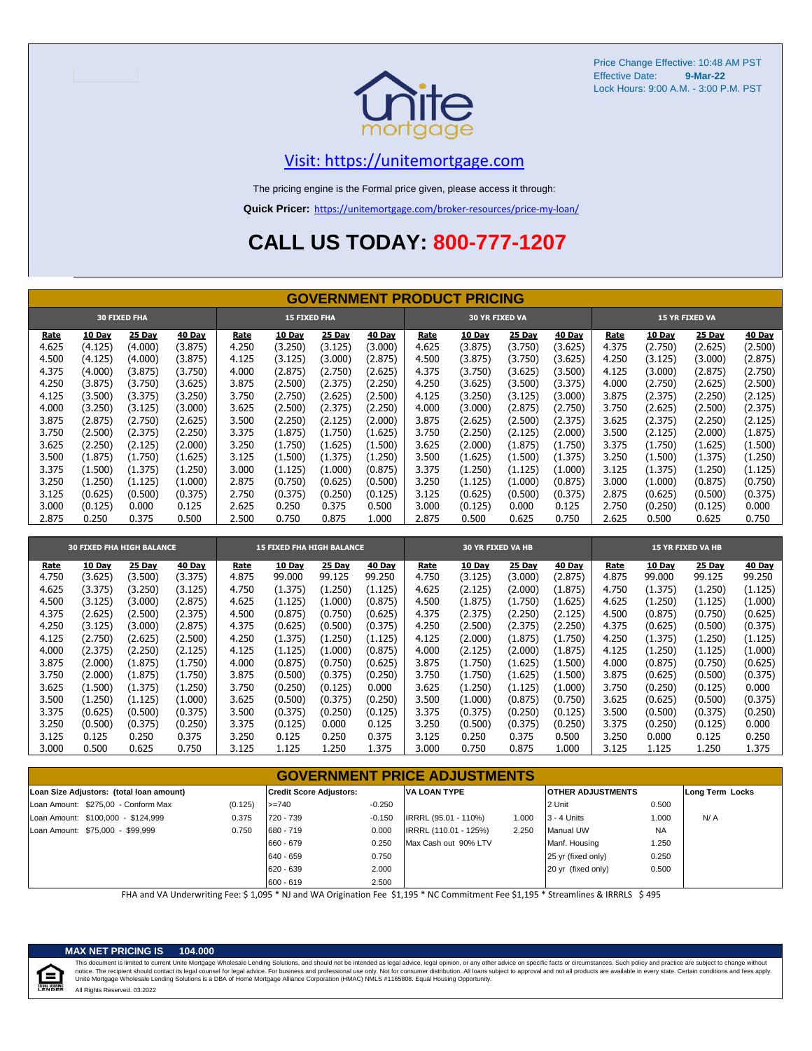Price Change Effective: 10:48 AM PST
Effective Date: **9-Mar-22**
Lock Hours: 9:00 A.M. - 3:00 P.M. PST

[Visit: https://unitemortgage.com](https://unitemortgage.com)

The pricing engine is the Formal price given, please access it through:

**Quick Pricer:** https://unitemortgage.com/broker-resources/price-my-loan/

# CALL US TODAY: 800-777-1207

## GOVERNMENT PRODUCT PRICING

| 30 FIXED FHA | | | | 15 FIXED FHA | | | | 30 YR FIXED VA | | | | 15 YR FIXED VA | | | |
|---|---|---|---|---|---|---|---|---|---|---|---|---|---|---|---|
| Rate | 10 Day | 25 Day | 40 Day | Rate | 10 Day | 25 Day | 40 Day | Rate | 10 Day | 25 Day | 40 Day | Rate | 10 Day | 25 Day | 40 Day |
| 4.625 | (4.125) | (4.000) | (3.875) | 4.250 | (3.250) | (3.125) | (3.000) | 4.625 | (3.875) | (3.750) | (3.625) | 4.375 | (2.750) | (2.625) | (2.500) |
| 4.500 | (4.125) | (4.000) | (3.875) | 4.125 | (3.125) | (3.000) | (2.875) | 4.500 | (3.875) | (3.750) | (3.625) | 4.250 | (3.125) | (3.000) | (2.875) |
| 4.375 | (4.000) | (3.875) | (3.750) | 4.000 | (2.875) | (2.750) | (2.625) | 4.375 | (3.750) | (3.625) | (3.500) | 4.125 | (3.000) | (2.875) | (2.750) |
| 4.250 | (3.875) | (3.750) | (3.625) | 3.875 | (2.500) | (2.375) | (2.250) | 4.250 | (3.625) | (3.500) | (3.375) | 4.000 | (2.750) | (2.625) | (2.500) |
| 4.125 | (3.500) | (3.375) | (3.250) | 3.750 | (2.750) | (2.625) | (2.500) | 4.125 | (3.250) | (3.125) | (3.000) | 3.875 | (2.375) | (2.250) | (2.125) |
| 4.000 | (3.250) | (3.125) | (3.000) | 3.625 | (2.500) | (2.375) | (2.250) | 4.000 | (3.000) | (2.875) | (2.750) | 3.750 | (2.625) | (2.500) | (2.375) |
| 3.875 | (2.875) | (2.750) | (2.625) | 3.500 | (2.250) | (2.125) | (2.000) | 3.875 | (2.625) | (2.500) | (2.375) | 3.625 | (2.375) | (2.250) | (2.125) |
| 3.750 | (2.500) | (2.375) | (2.250) | 3.375 | (1.875) | (1.750) | (1.625) | 3.750 | (2.250) | (2.125) | (2.000) | 3.500 | (2.125) | (2.000) | (1.875) |
| 3.625 | (2.250) | (2.125) | (2.000) | 3.250 | (1.750) | (1.625) | (1.500) | 3.625 | (2.000) | (1.875) | (1.750) | 3.375 | (1.750) | (1.625) | (1.500) |
| 3.500 | (1.875) | (1.750) | (1.625) | 3.125 | (1.500) | (1.375) | (1.250) | 3.500 | (1.625) | (1.500) | (1.375) | 3.250 | (1.500) | (1.375) | (1.250) |
| 3.375 | (1.500) | (1.375) | (1.250) | 3.000 | (1.125) | (1.000) | (0.875) | 3.375 | (1.250) | (1.125) | (1.000) | 3.125 | (1.375) | (1.250) | (1.125) |
| 3.250 | (1.250) | (1.125) | (1.000) | 2.875 | (0.750) | (0.625) | (0.500) | 3.250 | (1.125) | (1.000) | (0.875) | 3.000 | (1.000) | (0.875) | (0.750) |
| 3.125 | (0.625) | (0.500) | (0.375) | 2.750 | (0.375) | (0.250) | (0.125) | 3.125 | (0.625) | (0.500) | (0.375) | 2.875 | (0.625) | (0.500) | (0.375) |
| 3.000 | (0.125) | 0.000 | 0.125 | 2.625 | 0.250 | 0.375 | 0.500 | 3.000 | (0.125) | 0.000 | 0.125 | 2.750 | (0.250) | (0.125) | 0.000 |
| 2.875 | 0.250 | 0.375 | 0.500 | 2.500 | 0.750 | 0.875 | 1.000 | 2.875 | 0.500 | 0.625 | 0.750 | 2.625 | 0.500 | 0.625 | 0.750 |

| 30 FIXED FHA HIGH BALANCE | | | | 15 FIXED FHA HIGH BALANCE | | | | 30 YR FIXED VA HB | | | | 15 YR FIXED VA HB | | | |
|---|---|---|---|---|---|---|---|---|---|---|---|---|---|---|---|
| Rate | 10 Day | 25 Day | 40 Day | Rate | 10 Day | 25 Day | 40 Day | Rate | 10 Day | 25 Day | 40 Day | Rate | 10 Day | 25 Day | 40 Day |
| 4.750 | (3.625) | (3.500) | (3.375) | 4.875 | 99.000 | 99.125 | 99.250 | 4.750 | (3.125) | (3.000) | (2.875) | 4.875 | 99.000 | 99.125 | 99.250 |
| 4.625 | (3.375) | (3.250) | (3.125) | 4.750 | (1.375) | (1.250) | (1.125) | 4.625 | (2.125) | (2.000) | (1.875) | 4.750 | (1.375) | (1.250) | (1.125) |
| 4.500 | (3.125) | (3.000) | (2.875) | 4.625 | (1.125) | (1.000) | (0.875) | 4.500 | (1.875) | (1.750) | (1.625) | 4.625 | (1.250) | (1.125) | (1.000) |
| 4.375 | (2.625) | (2.500) | (2.375) | 4.500 | (0.875) | (0.750) | (0.625) | 4.375 | (2.375) | (2.250) | (2.125) | 4.500 | (0.875) | (0.750) | (0.625) |
| 4.250 | (3.125) | (3.000) | (2.875) | 4.375 | (0.625) | (0.500) | (0.375) | 4.250 | (2.500) | (2.375) | (2.250) | 4.375 | (0.625) | (0.500) | (0.375) |
| 4.125 | (2.750) | (2.625) | (2.500) | 4.250 | (1.375) | (1.250) | (1.125) | 4.125 | (2.000) | (1.875) | (1.750) | 4.250 | (1.375) | (1.250) | (1.125) |
| 4.000 | (2.375) | (2.250) | (2.125) | 4.125 | (1.125) | (1.000) | (0.875) | 4.000 | (2.125) | (2.000) | (1.875) | 4.125 | (1.250) | (1.125) | (1.000) |
| 3.875 | (2.000) | (1.875) | (1.750) | 4.000 | (0.875) | (0.750) | (0.625) | 3.875 | (1.750) | (1.625) | (1.500) | 4.000 | (0.875) | (0.750) | (0.625) |
| 3.750 | (2.000) | (1.875) | (1.750) | 3.875 | (0.500) | (0.375) | (0.250) | 3.750 | (1.750) | (1.625) | (1.500) | 3.875 | (0.625) | (0.500) | (0.375) |
| 3.625 | (1.500) | (1.375) | (1.250) | 3.750 | (0.250) | (0.125) | 0.000 | 3.625 | (1.250) | (1.125) | (1.000) | 3.750 | (0.250) | (0.125) | 0.000 |
| 3.500 | (1.250) | (1.125) | (1.000) | 3.625 | (0.500) | (0.375) | (0.250) | 3.500 | (1.000) | (0.875) | (0.750) | 3.625 | (0.625) | (0.500) | (0.375) |
| 3.375 | (0.625) | (0.500) | (0.375) | 3.500 | (0.375) | (0.250) | (0.125) | 3.375 | (0.375) | (0.250) | (0.125) | 3.500 | (0.500) | (0.375) | (0.250) |
| 3.250 | (0.500) | (0.375) | (0.250) | 3.375 | (0.125) | 0.000 | 0.125 | 3.250 | (0.500) | (0.375) | (0.250) | 3.375 | (0.250) | (0.125) | 0.000 |
| 3.125 | 0.125 | 0.250 | 0.375 | 3.250 | 0.125 | 0.250 | 0.375 | 3.125 | 0.250 | 0.375 | 0.500 | 3.250 | 0.000 | 0.125 | 0.250 |
| 3.000 | 0.500 | 0.625 | 0.750 | 3.125 | 1.125 | 1.250 | 1.375 | 3.000 | 0.750 | 0.875 | 1.000 | 3.125 | 1.125 | 1.250 | 1.375 |

## GOVERNMENT PRICE ADJUSTMENTS

| Loan Size Adjustors: (total loan amount) | | Credit Score Adjustors: | | VA LOAN TYPE | | OTHER ADJUSTMENTS | | Long Term Locks |
|---|---|---|---|---|---|---|---|---|
| Loan Amount: $275,00 - Conform Max | (0.125) | >=740 | -0.250 | | | 2 Unit | 0.500 | |
| Loan Amount: $100,000 - $124,999 | 0.375 | 720 - 739 | -0.150 | IRRRL (95.01 - 110%) | 1.000 | 3 - 4 Units | 1.000 | N/ A |
| Loan Amount: $75,000 - $99,999 | 0.750 | 680 - 719 | 0.000 | IRRRL (110.01 - 125%) | 2.250 | Manual UW | NA | |
| | | 660 - 679 | 0.250 | Max Cash out 90% LTV | | Manf. Housing | 1.250 | |
| | | 640 - 659 | 0.750 | | | 25 yr (fixed only) | 0.250 | |
| | | 620 - 639 | 2.000 | | | 20 yr (fixed only) | 0.500 | |
| | | 600 - 619 | 2.500 | | | | | |

FHA and VA Underwriting Fee: $ 1,095 * NJ and WA Origination Fee $1,195 * NC Commitment Fee $1,195 * Streamlines & IRRRLS $ 495

**MAX NET PRICING IS 104.000**

This document is limited to current Unite Mortgage Wholesale Lending Solutions, and should not be intended as legal advice, legal opinion, or any other advice on specific facts or circumstances. Such policy and practice are subject to change without notice. The recipient should contact its legal counsel for legal advice. For business and professional use only. Not for consumer distribution. All loans subject to approval and not all products are available in every state. Certain conditions and fees apply. Unite Mortgage Wholesale Lending Solutions is a DBA of Home Mortgage Alliance Corporation (HMAC) NMLS #1165808. Equal Housing Opportunity.

All Rights Reserved. 03.2022